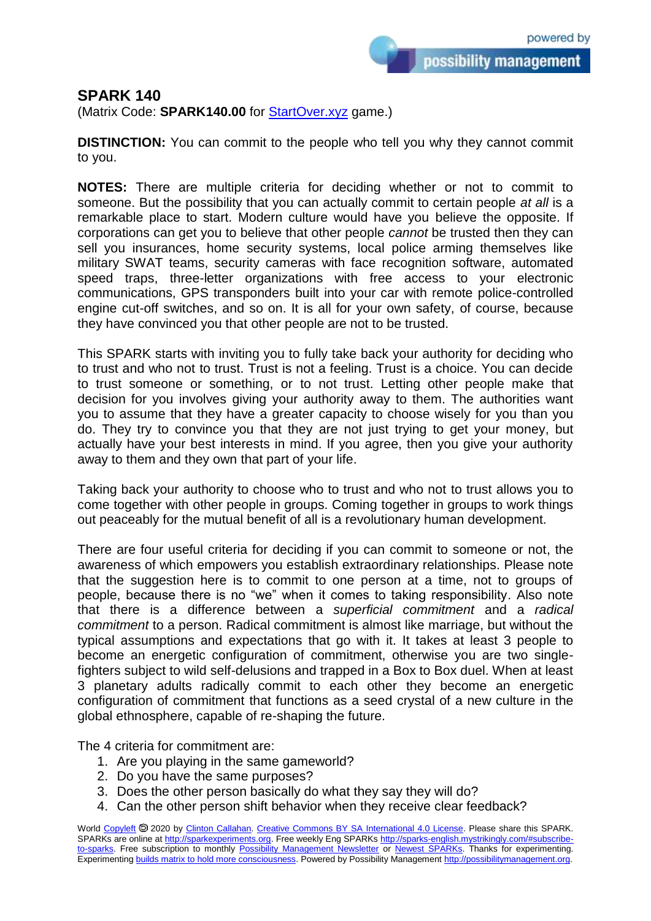# SPARK 140

(Matrix Code: **SPARK140.00** for StartOver.xyz game.)

**DISTINCTION:** You can commit to the people who tell you why they cannot commit to you.

**NOTES:** There are multiple criteria for deciding whether or not to commit to someone. But the possibility that you can actually commit to certain people *at all* is a remarkable place to start. Modern culture would have you believe the opposite. If corporations can get you to believe that other people *cannot* be trusted then they can sell you insurances, home security systems, local police arming themselves like military SWAT teams, security cameras with face recognition software, automated speed traps, three-letter organizations with free access to your electronic communications, GPS transponders built into your car with remote police-controlled engine cut-off switches, and so on. It is all for your own safety, of course, because they have convinced you that other people are not to be trusted.

This SPARK starts with inviting you to fully take back your authority for deciding who to trust and who not to trust. Trust is not a feeling. Trust is a choice. You can decide to trust someone or something, or to not trust. Letting other people make that decision for you involves giving your authority away to them. The authorities want you to assume that they have a greater capacity to choose wisely for you than you do. They try to convince you that they are not just trying to get your money, but actually have your best interests in mind. If you agree, then you give your authority away to them and they own that part of your life.

Taking back your authority to choose who to trust and who not to trust allows you to come together with other people in groups. Coming together in groups to work things out peaceably for the mutual benefit of all is a revolutionary human development.

There are four useful criteria for deciding if you can commit to someone or not, the awareness of which empowers you establish extraordinary relationships. Please note that the suggestion here is to commit to one person at a time, not to groups of people, because there is no "we" when it comes to taking responsibility. Also note that there is a difference between a *superficial commitment* and a *radical commitment* to a person. Radical commitment is almost like marriage, but without the typical assumptions and expectations that go with it. It takes at least 3 people to become an energetic configuration of commitment, otherwise you are two single-fighters subject to wild self-delusions and trapped in a Box to Box duel. When at least 3 planetary adults radically commit to each other they become an energetic configuration of commitment that functions as a seed crystal of a new culture in the global ethnosphere, capable of re-shaping the future.

The 4 criteria for commitment are:

1. Are you playing in the same gameworld?
2. Do you have the same purposes?
3. Does the other person basically do what they say they will do?
4. Can the other person shift behavior when they receive clear feedback?

World Copyleft 🄯 2020 by Clinton Callahan. Creative Commons BY SA International 4.0 License. Please share this SPARK. SPARKs are online at http://sparkexperiments.org. Free weekly Eng SPARKs http://sparks-english.mystrikingly.com/#subscribe-to-sparks. Free subscription to monthly Possibility Management Newsletter or Newest SPARKs. Thanks for experimenting. Experimenting builds matrix to hold more consciousness. Powered by Possibility Management http://possibilitymanagement.org.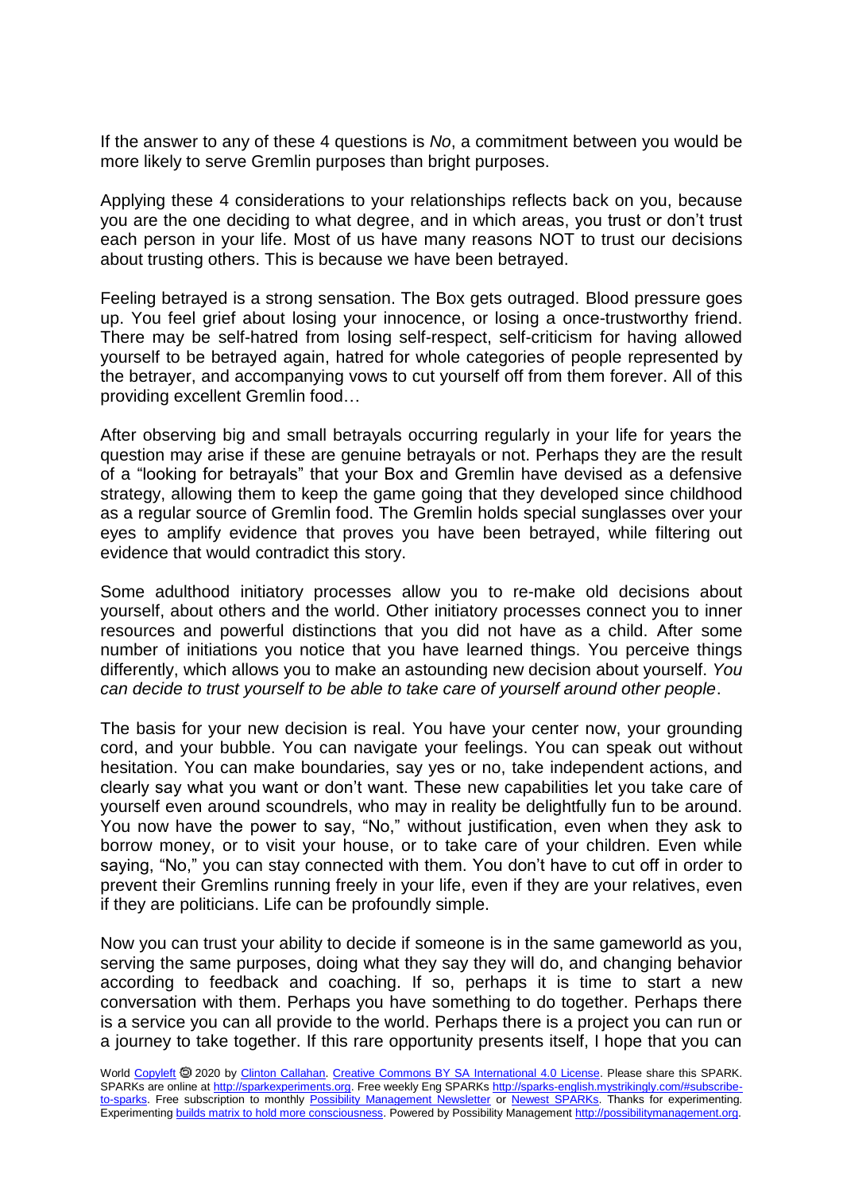If the answer to any of these 4 questions is *No*, a commitment between you would be more likely to serve Gremlin purposes than bright purposes.

Applying these 4 considerations to your relationships reflects back on you, because you are the one deciding to what degree, and in which areas, you trust or don't trust each person in your life. Most of us have many reasons NOT to trust our decisions about trusting others. This is because we have been betrayed.

Feeling betrayed is a strong sensation. The Box gets outraged. Blood pressure goes up. You feel grief about losing your innocence, or losing a once-trustworthy friend. There may be self-hatred from losing self-respect, self-criticism for having allowed yourself to be betrayed again, hatred for whole categories of people represented by the betrayer, and accompanying vows to cut yourself off from them forever. All of this providing excellent Gremlin food…

After observing big and small betrayals occurring regularly in your life for years the question may arise if these are genuine betrayals or not. Perhaps they are the result of a "looking for betrayals" that your Box and Gremlin have devised as a defensive strategy, allowing them to keep the game going that they developed since childhood as a regular source of Gremlin food. The Gremlin holds special sunglasses over your eyes to amplify evidence that proves you have been betrayed, while filtering out evidence that would contradict this story.

Some adulthood initiatory processes allow you to re-make old decisions about yourself, about others and the world. Other initiatory processes connect you to inner resources and powerful distinctions that you did not have as a child. After some number of initiations you notice that you have learned things. You perceive things differently, which allows you to make an astounding new decision about yourself. *You can decide to trust yourself to be able to take care of yourself around other people*.

The basis for your new decision is real. You have your center now, your grounding cord, and your bubble. You can navigate your feelings. You can speak out without hesitation. You can make boundaries, say yes or no, take independent actions, and clearly say what you want or don't want. These new capabilities let you take care of yourself even around scoundrels, who may in reality be delightfully fun to be around. You now have the power to say, "No," without justification, even when they ask to borrow money, or to visit your house, or to take care of your children. Even while saying, "No," you can stay connected with them. You don't have to cut off in order to prevent their Gremlins running freely in your life, even if they are your relatives, even if they are politicians. Life can be profoundly simple.

Now you can trust your ability to decide if someone is in the same gameworld as you, serving the same purposes, doing what they say they will do, and changing behavior according to feedback and coaching. If so, perhaps it is time to start a new conversation with them. Perhaps you have something to do together. Perhaps there is a service you can all provide to the world. Perhaps there is a project you can run or a journey to take together. If this rare opportunity presents itself, I hope that you can

World Copyleft 🄯 2020 by Clinton Callahan. Creative Commons BY SA International 4.0 License. Please share this SPARK. SPARKs are online at http://sparkexperiments.org. Free weekly Eng SPARKs http://sparks-english.mystrikingly.com/#subscribe-to-sparks. Free subscription to monthly Possibility Management Newsletter or Newest SPARKs. Thanks for experimenting. Experimenting builds matrix to hold more consciousness. Powered by Possibility Management http://possibilitymanagement.org.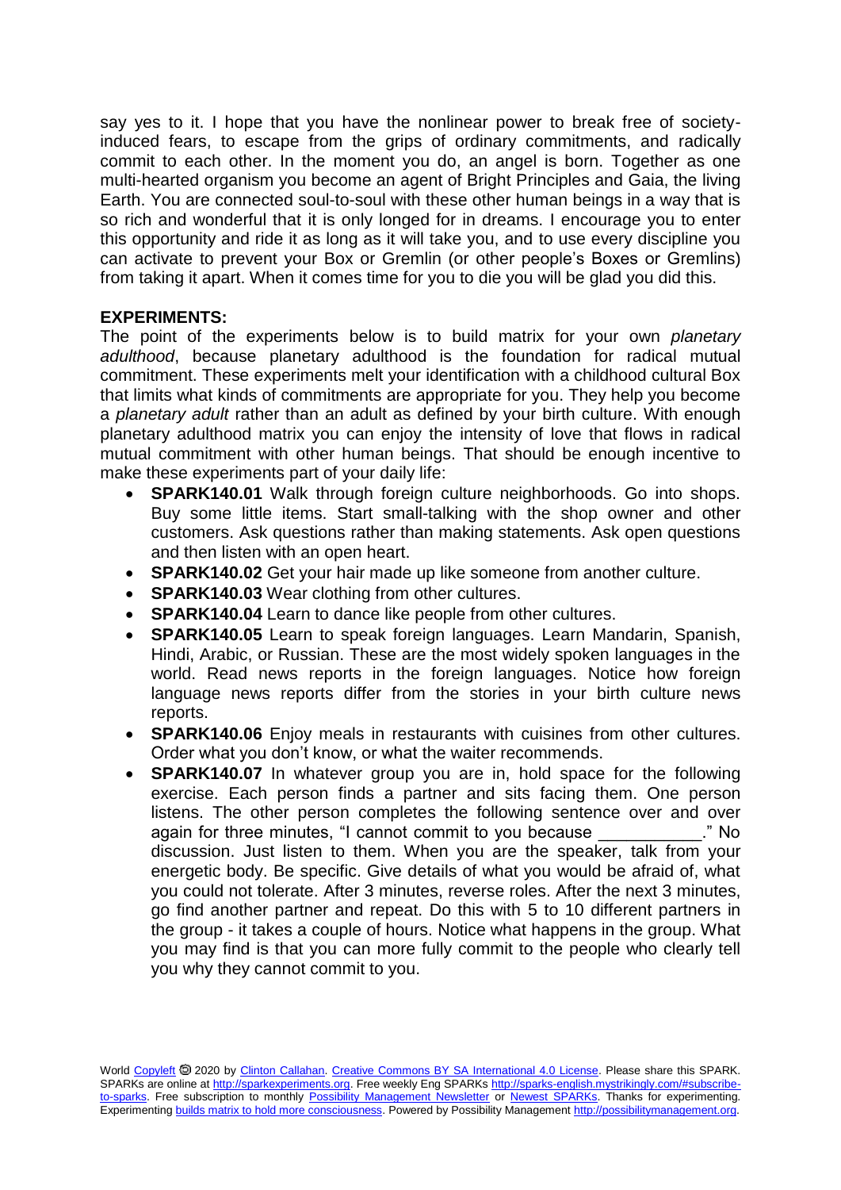say yes to it. I hope that you have the nonlinear power to break free of society-induced fears, to escape from the grips of ordinary commitments, and radically commit to each other. In the moment you do, an angel is born. Together as one multi-hearted organism you become an agent of Bright Principles and Gaia, the living Earth. You are connected soul-to-soul with these other human beings in a way that is so rich and wonderful that it is only longed for in dreams. I encourage you to enter this opportunity and ride it as long as it will take you, and to use every discipline you can activate to prevent your Box or Gremlin (or other people's Boxes or Gremlins) from taking it apart. When it comes time for you to die you will be glad you did this.

**EXPERIMENTS:**

The point of the experiments below is to build matrix for your own *planetary adulthood*, because planetary adulthood is the foundation for radical mutual commitment. These experiments melt your identification with a childhood cultural Box that limits what kinds of commitments are appropriate for you. They help you become a *planetary adult* rather than an adult as defined by your birth culture. With enough planetary adulthood matrix you can enjoy the intensity of love that flows in radical mutual commitment with other human beings. That should be enough incentive to make these experiments part of your daily life:

- **SPARK140.01** Walk through foreign culture neighborhoods. Go into shops. Buy some little items. Start small-talking with the shop owner and other customers. Ask questions rather than making statements. Ask open questions and then listen with an open heart.
- **SPARK140.02** Get your hair made up like someone from another culture.
- **SPARK140.03** Wear clothing from other cultures.
- **SPARK140.04** Learn to dance like people from other cultures.
- **SPARK140.05** Learn to speak foreign languages. Learn Mandarin, Spanish, Hindi, Arabic, or Russian. These are the most widely spoken languages in the world. Read news reports in the foreign languages. Notice how foreign language news reports differ from the stories in your birth culture news reports.
- **SPARK140.06** Enjoy meals in restaurants with cuisines from other cultures. Order what you don't know, or what the waiter recommends.
- **SPARK140.07** In whatever group you are in, hold space for the following exercise. Each person finds a partner and sits facing them. One person listens. The other person completes the following sentence over and over again for three minutes, "I cannot commit to you because ___________." No discussion. Just listen to them. When you are the speaker, talk from your energetic body. Be specific. Give details of what you would be afraid of, what you could not tolerate. After 3 minutes, reverse roles. After the next 3 minutes, go find another partner and repeat. Do this with 5 to 10 different partners in the group - it takes a couple of hours. Notice what happens in the group. What you may find is that you can more fully commit to the people who clearly tell you why they cannot commit to you.

World Copyleft 🄯 2020 by Clinton Callahan. Creative Commons BY SA International 4.0 License. Please share this SPARK. SPARKs are online at http://sparkexperiments.org. Free weekly Eng SPARKs http://sparks-english.mystrikingly.com/#subscribe-to-sparks. Free subscription to monthly Possibility Management Newsletter or Newest SPARKs. Thanks for experimenting. Experimenting builds matrix to hold more consciousness. Powered by Possibility Management http://possibilitymanagement.org.